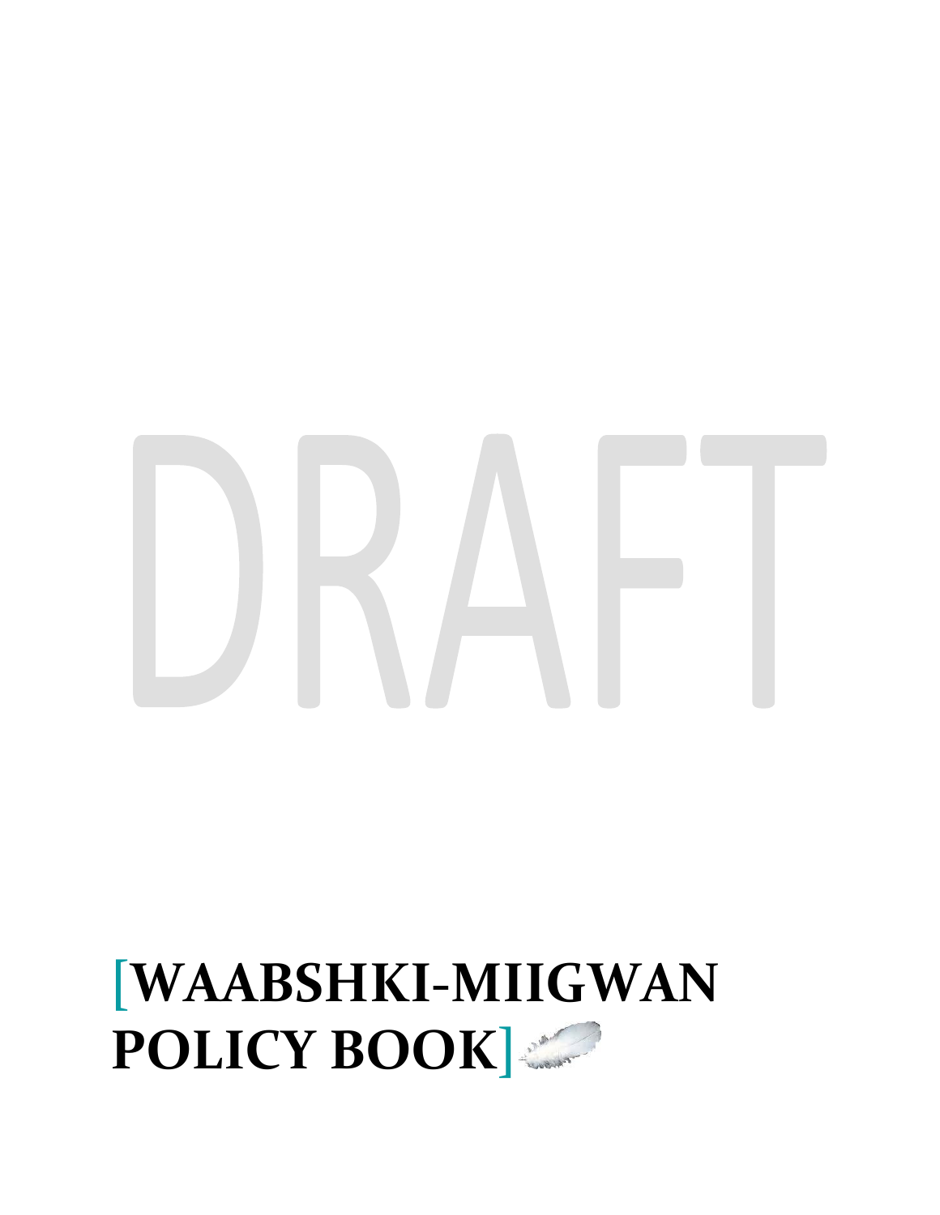DRAFT

# [WAABSHKI-MIIGWAN POLICY BOOK]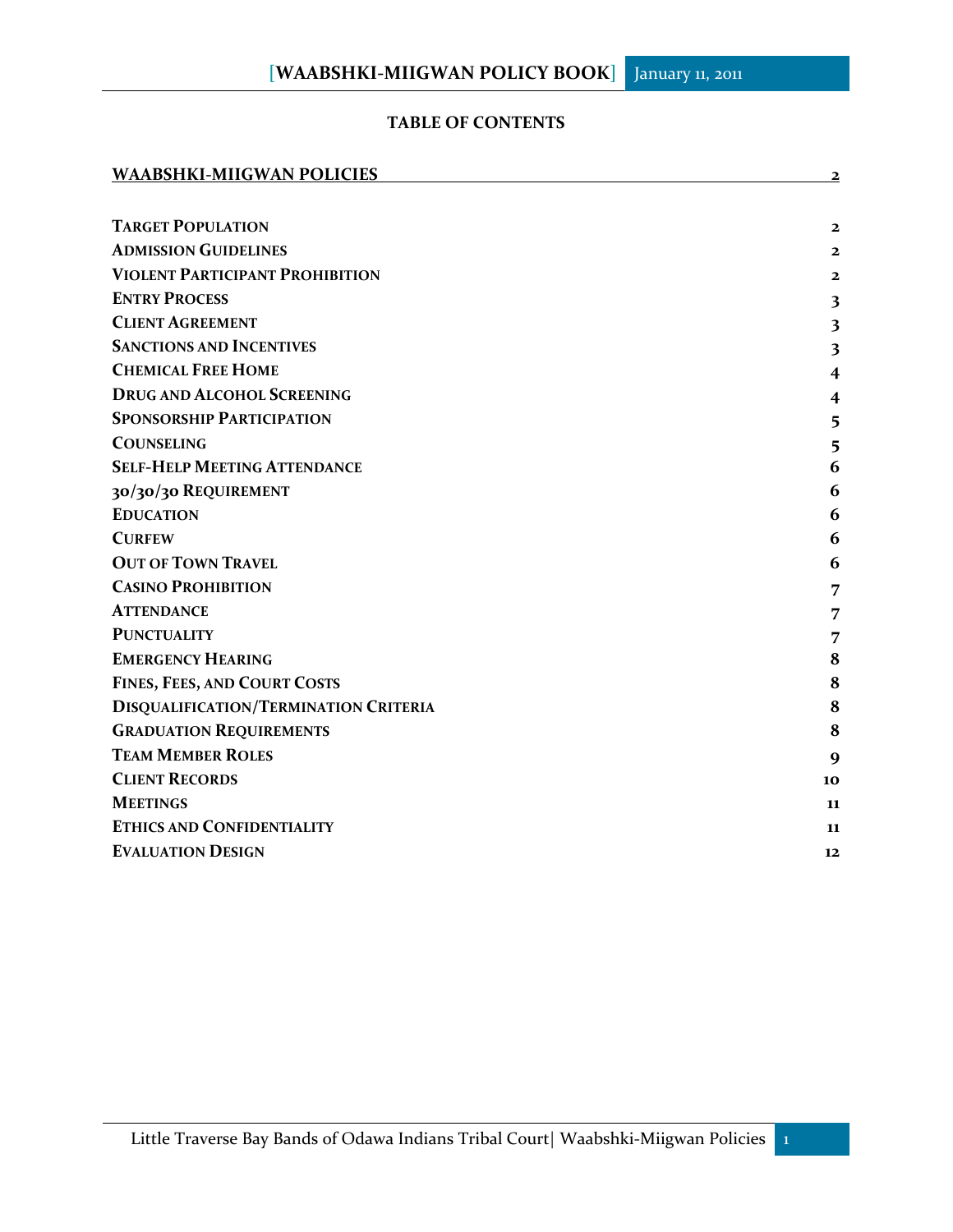## TABLE OF CONTENTS

| | |
|---|---|
| **WAABSHKI-MIIGWAN POLICIES** | **2** |
| **TARGET POPULATION** | **2** |
| **ADMISSION GUIDELINES** | **2** |
| **VIOLENT PARTICIPANT PROHIBITION** | **2** |
| **ENTRY PROCESS** | **3** |
| **CLIENT AGREEMENT** | **3** |
| **SANCTIONS AND INCENTIVES** | **3** |
| **CHEMICAL FREE HOME** | **4** |
| **DRUG AND ALCOHOL SCREENING** | **4** |
| **SPONSORSHIP PARTICIPATION** | **5** |
| **COUNSELING** | **5** |
| **SELF-HELP MEETING ATTENDANCE** | **6** |
| **30/30/30 REQUIREMENT** | **6** |
| **EDUCATION** | **6** |
| **CURFEW** | **6** |
| **OUT OF TOWN TRAVEL** | **6** |
| **CASINO PROHIBITION** | **7** |
| **ATTENDANCE** | **7** |
| **PUNCTUALITY** | **7** |
| **EMERGENCY HEARING** | **8** |
| **FINES, FEES, AND COURT COSTS** | **8** |
| **DISQUALIFICATION/TERMINATION CRITERIA** | **8** |
| **GRADUATION REQUIREMENTS** | **8** |
| **TEAM MEMBER ROLES** | **9** |
| **CLIENT RECORDS** | **10** |
| **MEETINGS** | **11** |
| **ETHICS AND CONFIDENTIALITY** | **11** |
| **EVALUATION DESIGN** | **12** |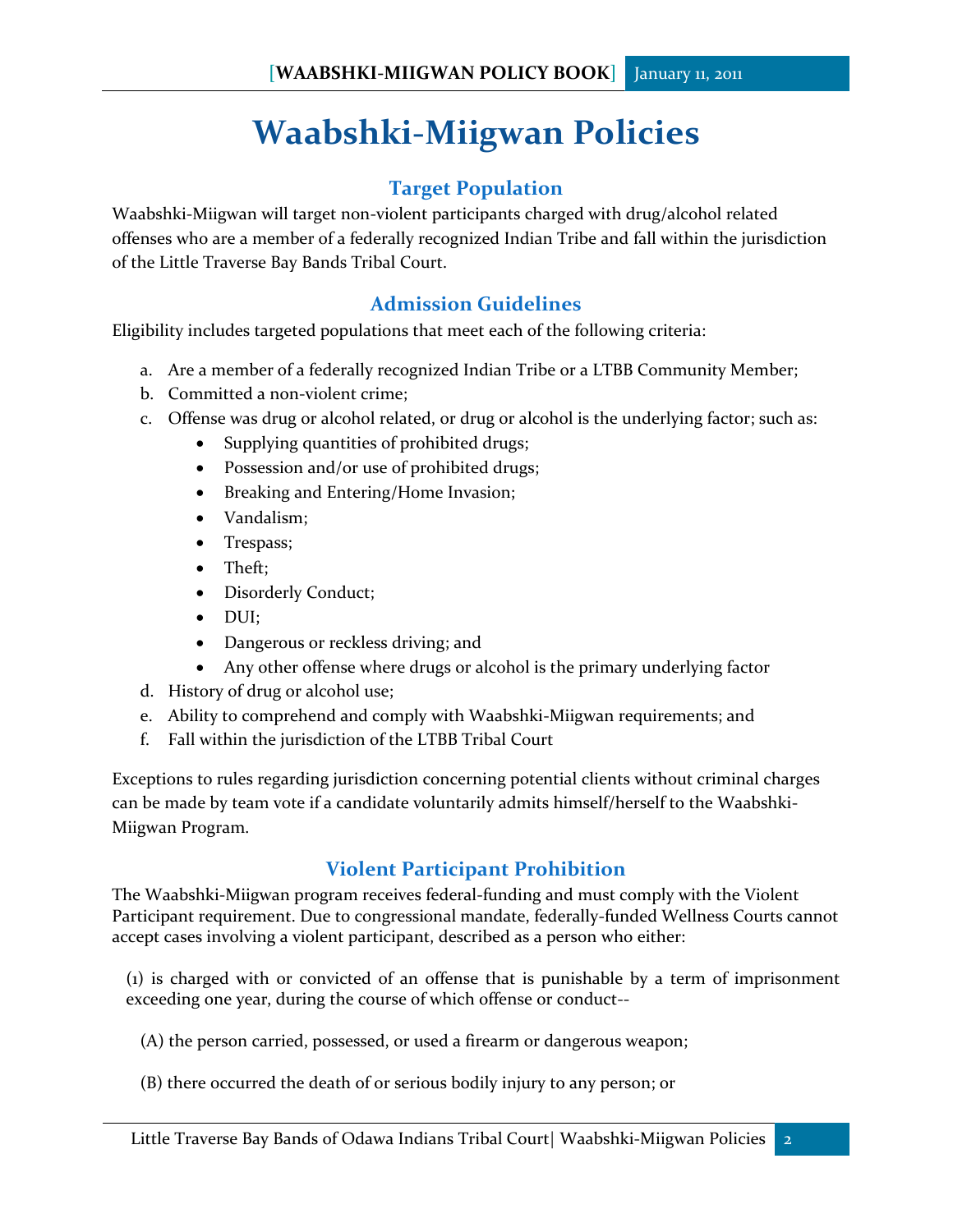# Waabshki-Miigwan Policies

## Target Population

Waabshki-Miigwan will target non-violent participants charged with drug/alcohol related offenses who are a member of a federally recognized Indian Tribe and fall within the jurisdiction of the Little Traverse Bay Bands Tribal Court.

## Admission Guidelines

Eligibility includes targeted populations that meet each of the following criteria:

a. Are a member of a federally recognized Indian Tribe or a LTBB Community Member;
b. Committed a non-violent crime;
c. Offense was drug or alcohol related, or drug or alcohol is the underlying factor; such as:
   - Supplying quantities of prohibited drugs;
   - Possession and/or use of prohibited drugs;
   - Breaking and Entering/Home Invasion;
   - Vandalism;
   - Trespass;
   - Theft;
   - Disorderly Conduct;
   - DUI;
   - Dangerous or reckless driving; and
   - Any other offense where drugs or alcohol is the primary underlying factor
d. History of drug or alcohol use;
e. Ability to comprehend and comply with Waabshki-Miigwan requirements; and
f. Fall within the jurisdiction of the LTBB Tribal Court

Exceptions to rules regarding jurisdiction concerning potential clients without criminal charges can be made by team vote if a candidate voluntarily admits himself/herself to the Waabshki-Miigwan Program.

## Violent Participant Prohibition

The Waabshki-Miigwan program receives federal-funding and must comply with the Violent Participant requirement. Due to congressional mandate, federally-funded Wellness Courts cannot accept cases involving a violent participant, described as a person who either:

(1) is charged with or convicted of an offense that is punishable by a term of imprisonment exceeding one year, during the course of which offense or conduct--

(A) the person carried, possessed, or used a firearm or dangerous weapon;

(B) there occurred the death of or serious bodily injury to any person; or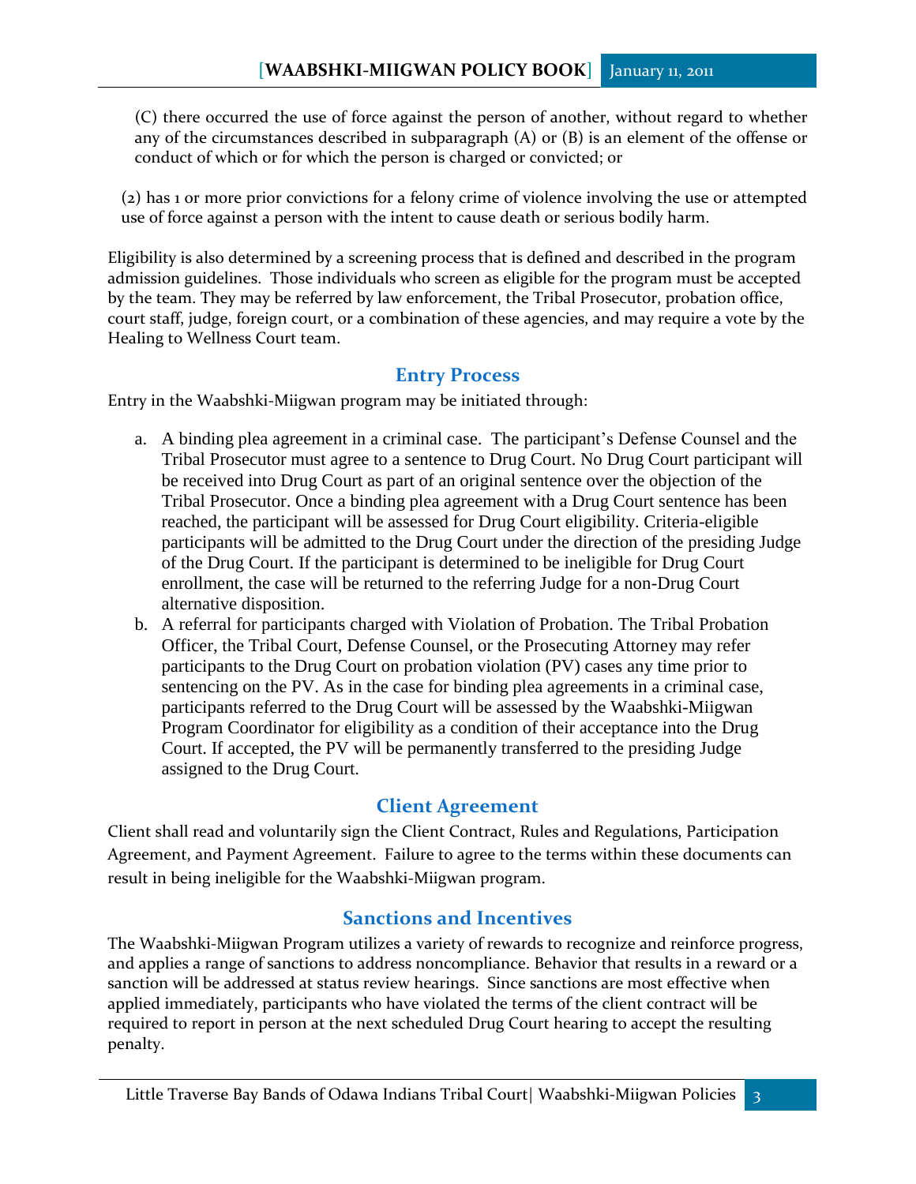(C) there occurred the use of force against the person of another, without regard to whether any of the circumstances described in subparagraph (A) or (B) is an element of the offense or conduct of which or for which the person is charged or convicted; or

(2) has 1 or more prior convictions for a felony crime of violence involving the use or attempted use of force against a person with the intent to cause death or serious bodily harm.

Eligibility is also determined by a screening process that is defined and described in the program admission guidelines. Those individuals who screen as eligible for the program must be accepted by the team. They may be referred by law enforcement, the Tribal Prosecutor, probation office, court staff, judge, foreign court, or a combination of these agencies, and may require a vote by the Healing to Wellness Court team.

## Entry Process

Entry in the Waabshki-Miigwan program may be initiated through:

a. A binding plea agreement in a criminal case. The participant's Defense Counsel and the Tribal Prosecutor must agree to a sentence to Drug Court. No Drug Court participant will be received into Drug Court as part of an original sentence over the objection of the Tribal Prosecutor. Once a binding plea agreement with a Drug Court sentence has been reached, the participant will be assessed for Drug Court eligibility. Criteria-eligible participants will be admitted to the Drug Court under the direction of the presiding Judge of the Drug Court. If the participant is determined to be ineligible for Drug Court enrollment, the case will be returned to the referring Judge for a non-Drug Court alternative disposition.

b. A referral for participants charged with Violation of Probation. The Tribal Probation Officer, the Tribal Court, Defense Counsel, or the Prosecuting Attorney may refer participants to the Drug Court on probation violation (PV) cases any time prior to sentencing on the PV. As in the case for binding plea agreements in a criminal case, participants referred to the Drug Court will be assessed by the Waabshki-Miigwan Program Coordinator for eligibility as a condition of their acceptance into the Drug Court. If accepted, the PV will be permanently transferred to the presiding Judge assigned to the Drug Court.

## Client Agreement

Client shall read and voluntarily sign the Client Contract, Rules and Regulations, Participation Agreement, and Payment Agreement. Failure to agree to the terms within these documents can result in being ineligible for the Waabshki-Miigwan program.

## Sanctions and Incentives

The Waabshki-Miigwan Program utilizes a variety of rewards to recognize and reinforce progress, and applies a range of sanctions to address noncompliance. Behavior that results in a reward or a sanction will be addressed at status review hearings. Since sanctions are most effective when applied immediately, participants who have violated the terms of the client contract will be required to report in person at the next scheduled Drug Court hearing to accept the resulting penalty.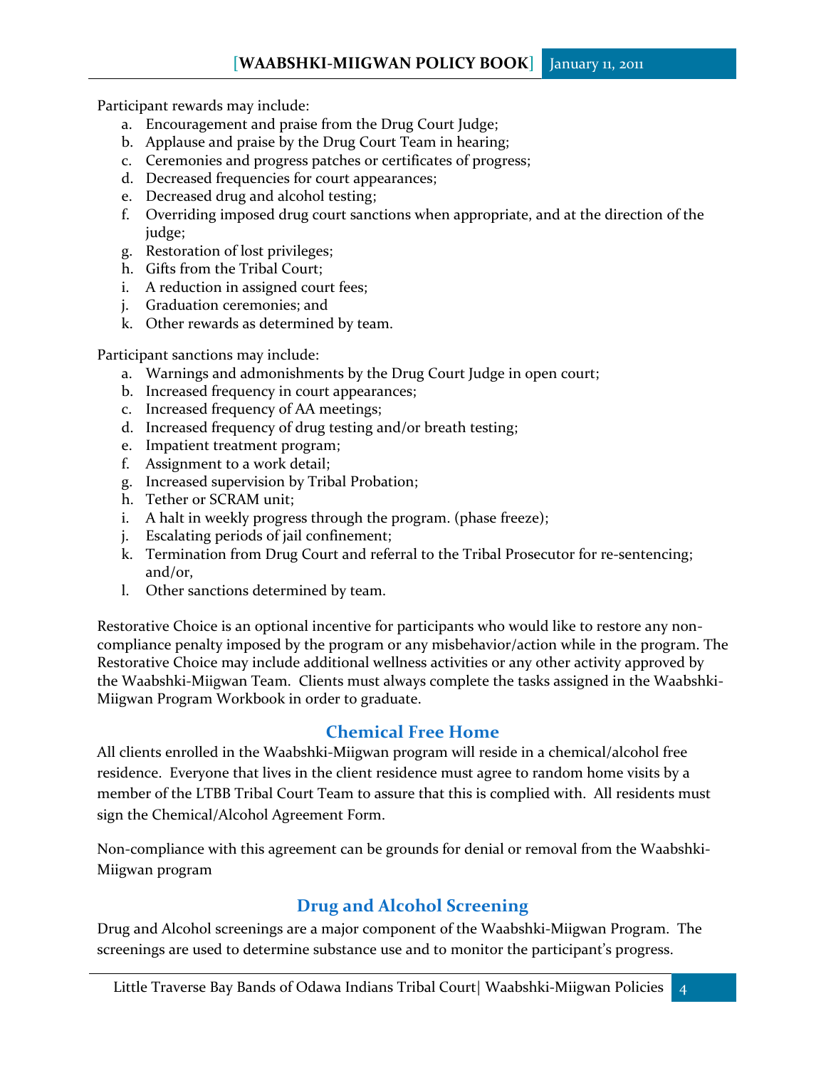Participant rewards may include:

a. Encouragement and praise from the Drug Court Judge;
b. Applause and praise by the Drug Court Team in hearing;
c. Ceremonies and progress patches or certificates of progress;
d. Decreased frequencies for court appearances;
e. Decreased drug and alcohol testing;
f. Overriding imposed drug court sanctions when appropriate, and at the direction of the judge;
g. Restoration of lost privileges;
h. Gifts from the Tribal Court;
i. A reduction in assigned court fees;
j. Graduation ceremonies; and
k. Other rewards as determined by team.

Participant sanctions may include:

a. Warnings and admonishments by the Drug Court Judge in open court;
b. Increased frequency in court appearances;
c. Increased frequency of AA meetings;
d. Increased frequency of drug testing and/or breath testing;
e. Impatient treatment program;
f. Assignment to a work detail;
g. Increased supervision by Tribal Probation;
h. Tether or SCRAM unit;
i. A halt in weekly progress through the program. (phase freeze);
j. Escalating periods of jail confinement;
k. Termination from Drug Court and referral to the Tribal Prosecutor for re-sentencing; and/or,
l. Other sanctions determined by team.

Restorative Choice is an optional incentive for participants who would like to restore any non-compliance penalty imposed by the program or any misbehavior/action while in the program. The Restorative Choice may include additional wellness activities or any other activity approved by the Waabshki-Miigwan Team. Clients must always complete the tasks assigned in the Waabshki-Miigwan Program Workbook in order to graduate.

## Chemical Free Home

All clients enrolled in the Waabshki-Miigwan program will reside in a chemical/alcohol free residence. Everyone that lives in the client residence must agree to random home visits by a member of the LTBB Tribal Court Team to assure that this is complied with. All residents must sign the Chemical/Alcohol Agreement Form.

Non-compliance with this agreement can be grounds for denial or removal from the Waabshki-Miigwan program

## Drug and Alcohol Screening

Drug and Alcohol screenings are a major component of the Waabshki-Miigwan Program. The screenings are used to determine substance use and to monitor the participant's progress.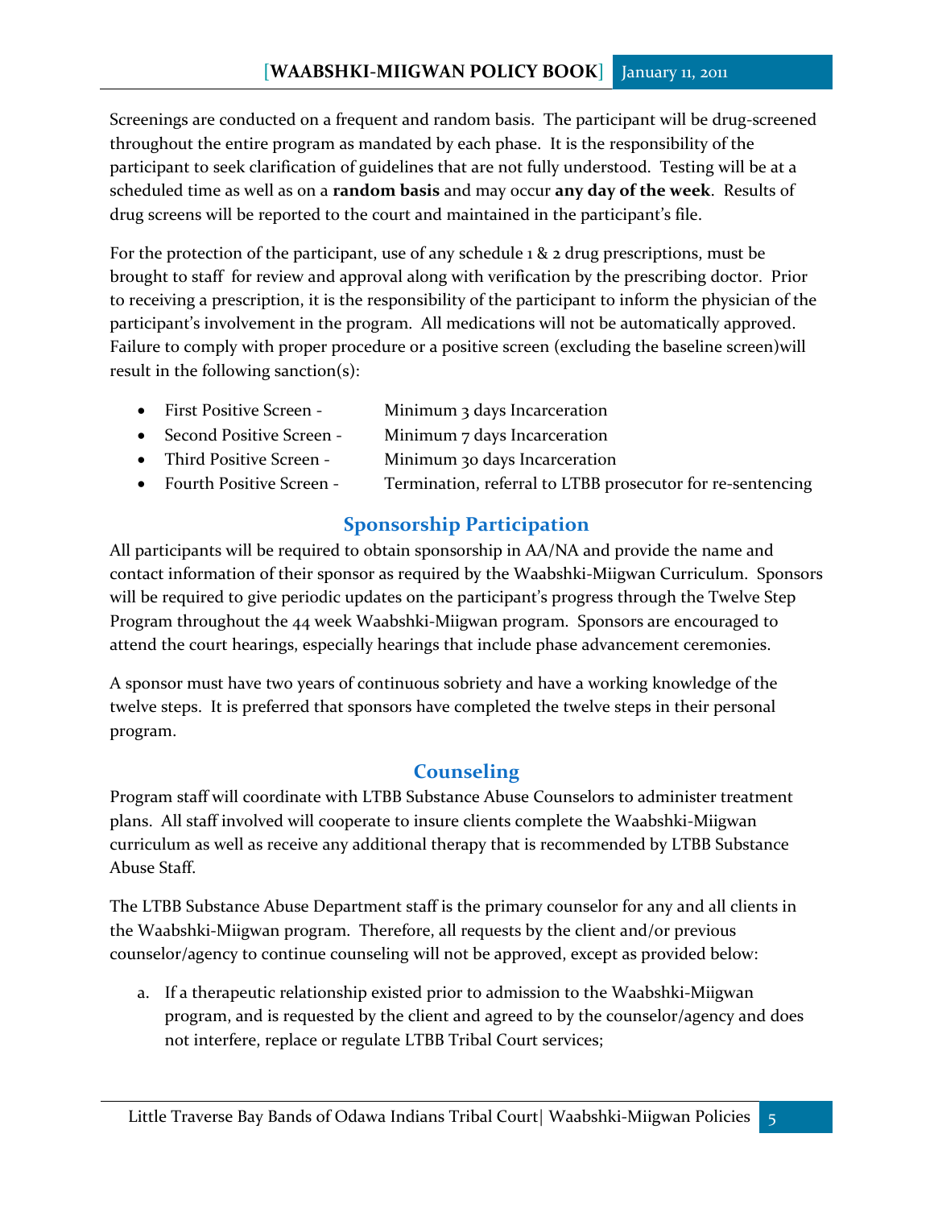Screenings are conducted on a frequent and random basis. The participant will be drug-screened throughout the entire program as mandated by each phase. It is the responsibility of the participant to seek clarification of guidelines that are not fully understood. Testing will be at a scheduled time as well as on a **random basis** and may occur **any day of the week**. Results of drug screens will be reported to the court and maintained in the participant's file.

For the protection of the participant, use of any schedule 1 & 2 drug prescriptions, must be brought to staff for review and approval along with verification by the prescribing doctor. Prior to receiving a prescription, it is the responsibility of the participant to inform the physician of the participant's involvement in the program. All medications will not be automatically approved. Failure to comply with proper procedure or a positive screen (excluding the baseline screen)will result in the following sanction(s):

- First Positive Screen - Minimum 3 days Incarceration
- Second Positive Screen - Minimum 7 days Incarceration
- Third Positive Screen - Minimum 30 days Incarceration
- Fourth Positive Screen - Termination, referral to LTBB prosecutor for re-sentencing

## Sponsorship Participation

All participants will be required to obtain sponsorship in AA/NA and provide the name and contact information of their sponsor as required by the Waabshki-Miigwan Curriculum. Sponsors will be required to give periodic updates on the participant's progress through the Twelve Step Program throughout the 44 week Waabshki-Miigwan program. Sponsors are encouraged to attend the court hearings, especially hearings that include phase advancement ceremonies.

A sponsor must have two years of continuous sobriety and have a working knowledge of the twelve steps. It is preferred that sponsors have completed the twelve steps in their personal program.

## Counseling

Program staff will coordinate with LTBB Substance Abuse Counselors to administer treatment plans. All staff involved will cooperate to insure clients complete the Waabshki-Miigwan curriculum as well as receive any additional therapy that is recommended by LTBB Substance Abuse Staff.

The LTBB Substance Abuse Department staff is the primary counselor for any and all clients in the Waabshki-Miigwan program. Therefore, all requests by the client and/or previous counselor/agency to continue counseling will not be approved, except as provided below:

a. If a therapeutic relationship existed prior to admission to the Waabshki-Miigwan program, and is requested by the client and agreed to by the counselor/agency and does not interfere, replace or regulate LTBB Tribal Court services;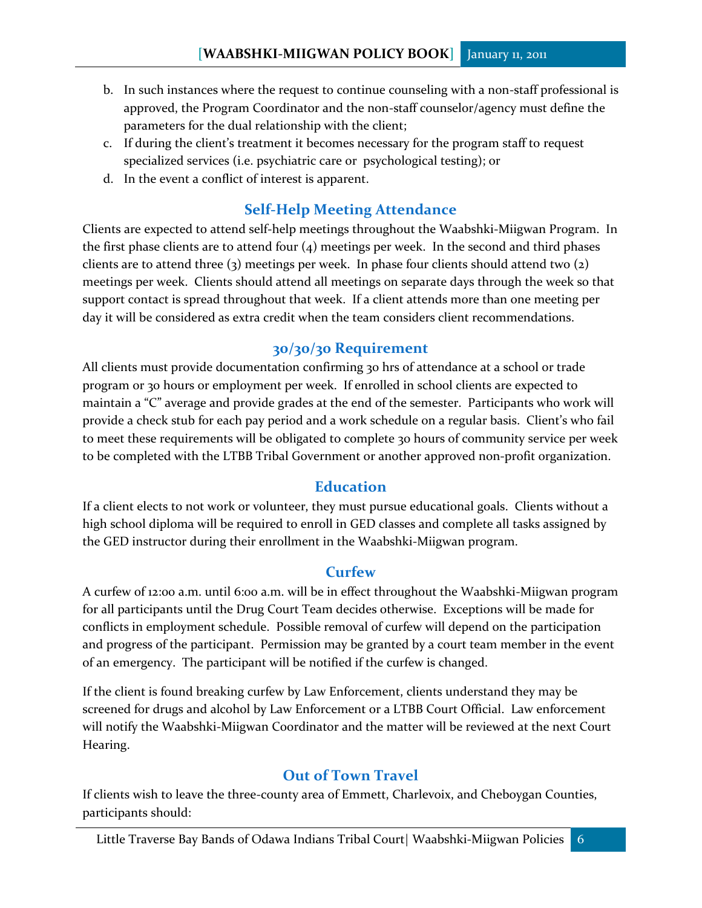b. In such instances where the request to continue counseling with a non-staff professional is approved, the Program Coordinator and the non-staff counselor/agency must define the parameters for the dual relationship with the client;
c. If during the client's treatment it becomes necessary for the program staff to request specialized services (i.e. psychiatric care or psychological testing); or
d. In the event a conflict of interest is apparent.

## Self-Help Meeting Attendance

Clients are expected to attend self-help meetings throughout the Waabshki-Miigwan Program. In the first phase clients are to attend four (4) meetings per week. In the second and third phases clients are to attend three (3) meetings per week. In phase four clients should attend two (2) meetings per week. Clients should attend all meetings on separate days through the week so that support contact is spread throughout that week. If a client attends more than one meeting per day it will be considered as extra credit when the team considers client recommendations.

## 30/30/30 Requirement

All clients must provide documentation confirming 30 hrs of attendance at a school or trade program or 30 hours or employment per week. If enrolled in school clients are expected to maintain a "C" average and provide grades at the end of the semester. Participants who work will provide a check stub for each pay period and a work schedule on a regular basis. Client's who fail to meet these requirements will be obligated to complete 30 hours of community service per week to be completed with the LTBB Tribal Government or another approved non-profit organization.

## Education

If a client elects to not work or volunteer, they must pursue educational goals. Clients without a high school diploma will be required to enroll in GED classes and complete all tasks assigned by the GED instructor during their enrollment in the Waabshki-Miigwan program.

## Curfew

A curfew of 12:00 a.m. until 6:00 a.m. will be in effect throughout the Waabshki-Miigwan program for all participants until the Drug Court Team decides otherwise. Exceptions will be made for conflicts in employment schedule. Possible removal of curfew will depend on the participation and progress of the participant. Permission may be granted by a court team member in the event of an emergency. The participant will be notified if the curfew is changed.

If the client is found breaking curfew by Law Enforcement, clients understand they may be screened for drugs and alcohol by Law Enforcement or a LTBB Court Official. Law enforcement will notify the Waabshki-Miigwan Coordinator and the matter will be reviewed at the next Court Hearing.

## Out of Town Travel

If clients wish to leave the three-county area of Emmett, Charlevoix, and Cheboygan Counties, participants should: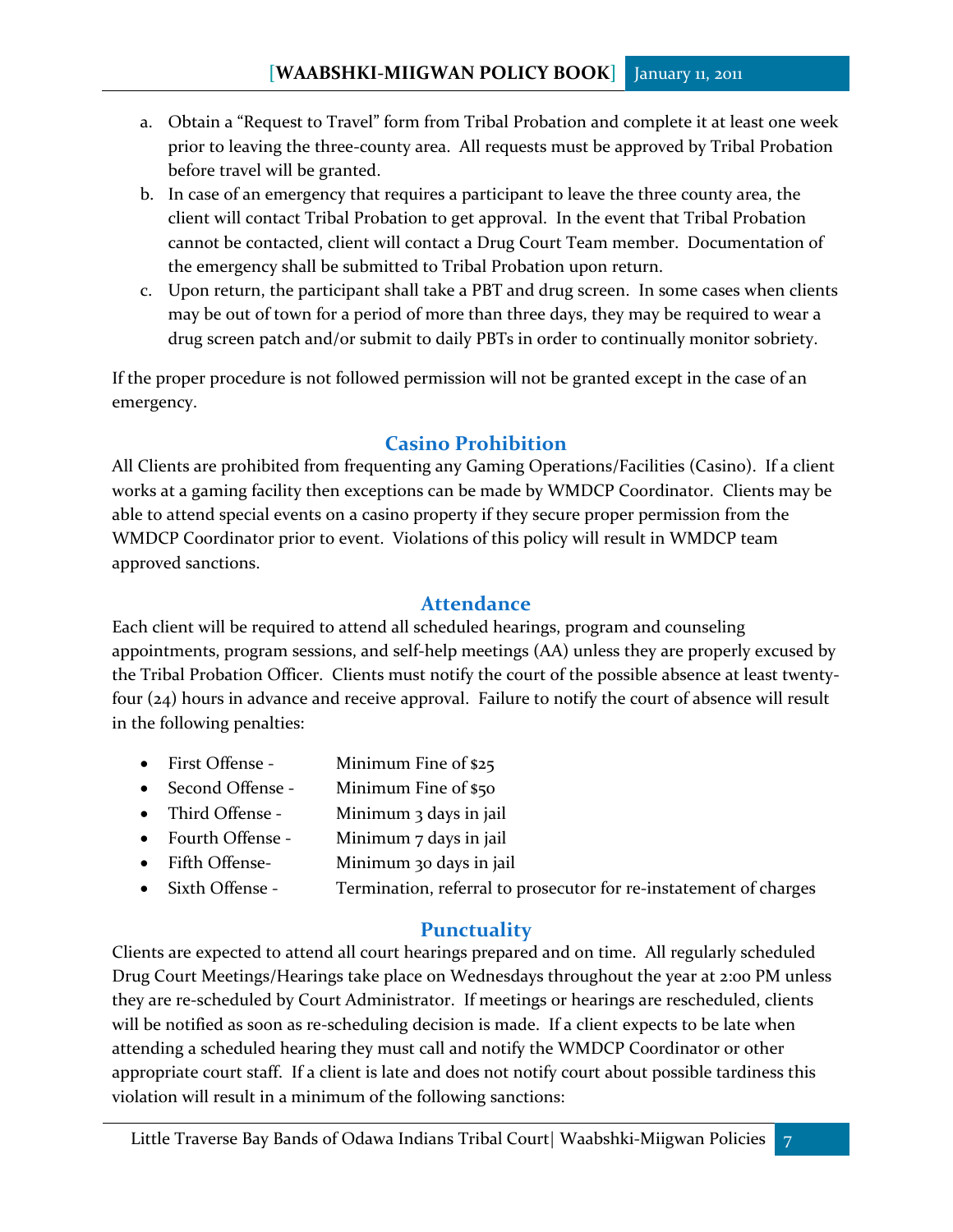a. Obtain a "Request to Travel" form from Tribal Probation and complete it at least one week prior to leaving the three-county area. All requests must be approved by Tribal Probation before travel will be granted.
b. In case of an emergency that requires a participant to leave the three county area, the client will contact Tribal Probation to get approval. In the event that Tribal Probation cannot be contacted, client will contact a Drug Court Team member. Documentation of the emergency shall be submitted to Tribal Probation upon return.
c. Upon return, the participant shall take a PBT and drug screen. In some cases when clients may be out of town for a period of more than three days, they may be required to wear a drug screen patch and/or submit to daily PBTs in order to continually monitor sobriety.

If the proper procedure is not followed permission will not be granted except in the case of an emergency.

## Casino Prohibition

All Clients are prohibited from frequenting any Gaming Operations/Facilities (Casino). If a client works at a gaming facility then exceptions can be made by WMDCP Coordinator. Clients may be able to attend special events on a casino property if they secure proper permission from the WMDCP Coordinator prior to event. Violations of this policy will result in WMDCP team approved sanctions.

## Attendance

Each client will be required to attend all scheduled hearings, program and counseling appointments, program sessions, and self-help meetings (AA) unless they are properly excused by the Tribal Probation Officer. Clients must notify the court of the possible absence at least twenty-four (24) hours in advance and receive approval. Failure to notify the court of absence will result in the following penalties:

- First Offense - Minimum Fine of $25
- Second Offense - Minimum Fine of $50
- Third Offense - Minimum 3 days in jail
- Fourth Offense - Minimum 7 days in jail
- Fifth Offense- Minimum 30 days in jail
- Sixth Offense - Termination, referral to prosecutor for re-instatement of charges

## Punctuality

Clients are expected to attend all court hearings prepared and on time. All regularly scheduled Drug Court Meetings/Hearings take place on Wednesdays throughout the year at 2:00 PM unless they are re-scheduled by Court Administrator. If meetings or hearings are rescheduled, clients will be notified as soon as re-scheduling decision is made. If a client expects to be late when attending a scheduled hearing they must call and notify the WMDCP Coordinator or other appropriate court staff. If a client is late and does not notify court about possible tardiness this violation will result in a minimum of the following sanctions: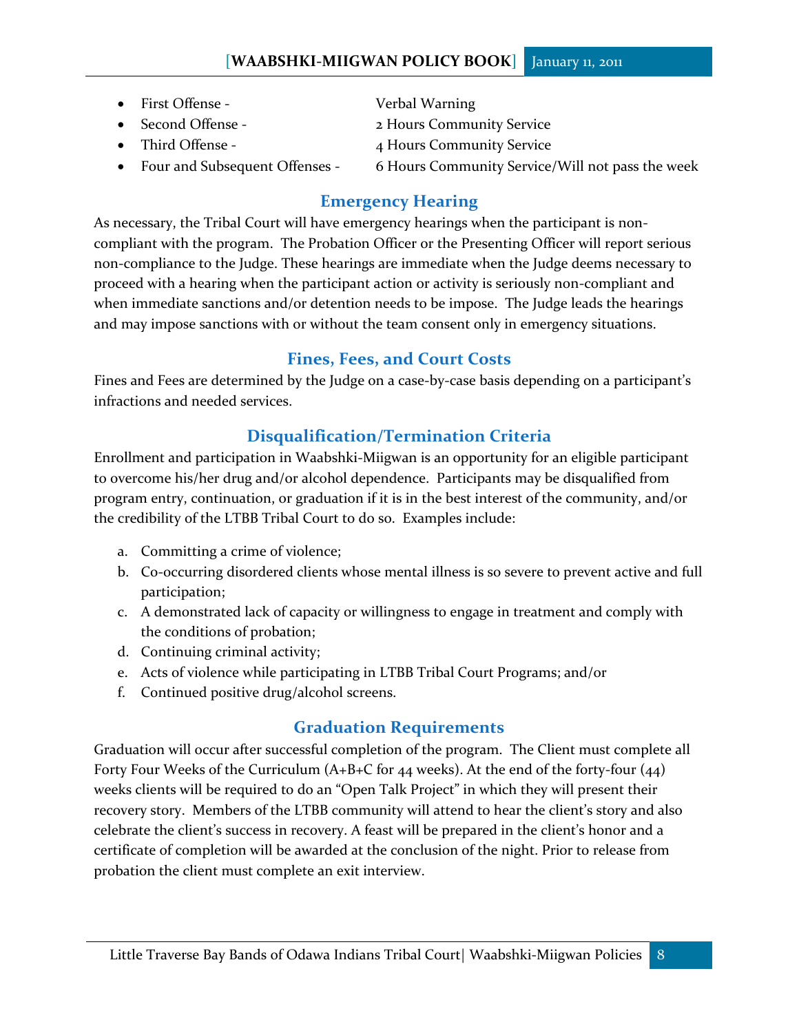- First Offense - Verbal Warning
- Second Offense - 2 Hours Community Service
- Third Offense - 4 Hours Community Service
- Four and Subsequent Offenses - 6 Hours Community Service/Will not pass the week

## Emergency Hearing

As necessary, the Tribal Court will have emergency hearings when the participant is non-compliant with the program. The Probation Officer or the Presenting Officer will report serious non-compliance to the Judge. These hearings are immediate when the Judge deems necessary to proceed with a hearing when the participant action or activity is seriously non-compliant and when immediate sanctions and/or detention needs to be impose. The Judge leads the hearings and may impose sanctions with or without the team consent only in emergency situations.

## Fines, Fees, and Court Costs

Fines and Fees are determined by the Judge on a case-by-case basis depending on a participant's infractions and needed services.

## Disqualification/Termination Criteria

Enrollment and participation in Waabshki-Miigwan is an opportunity for an eligible participant to overcome his/her drug and/or alcohol dependence. Participants may be disqualified from program entry, continuation, or graduation if it is in the best interest of the community, and/or the credibility of the LTBB Tribal Court to do so. Examples include:

a. Committing a crime of violence;
b. Co-occurring disordered clients whose mental illness is so severe to prevent active and full participation;
c. A demonstrated lack of capacity or willingness to engage in treatment and comply with the conditions of probation;
d. Continuing criminal activity;
e. Acts of violence while participating in LTBB Tribal Court Programs; and/or
f. Continued positive drug/alcohol screens.

## Graduation Requirements

Graduation will occur after successful completion of the program. The Client must complete all Forty Four Weeks of the Curriculum (A+B+C for 44 weeks). At the end of the forty-four (44) weeks clients will be required to do an "Open Talk Project" in which they will present their recovery story. Members of the LTBB community will attend to hear the client's story and also celebrate the client's success in recovery. A feast will be prepared in the client's honor and a certificate of completion will be awarded at the conclusion of the night. Prior to release from probation the client must complete an exit interview.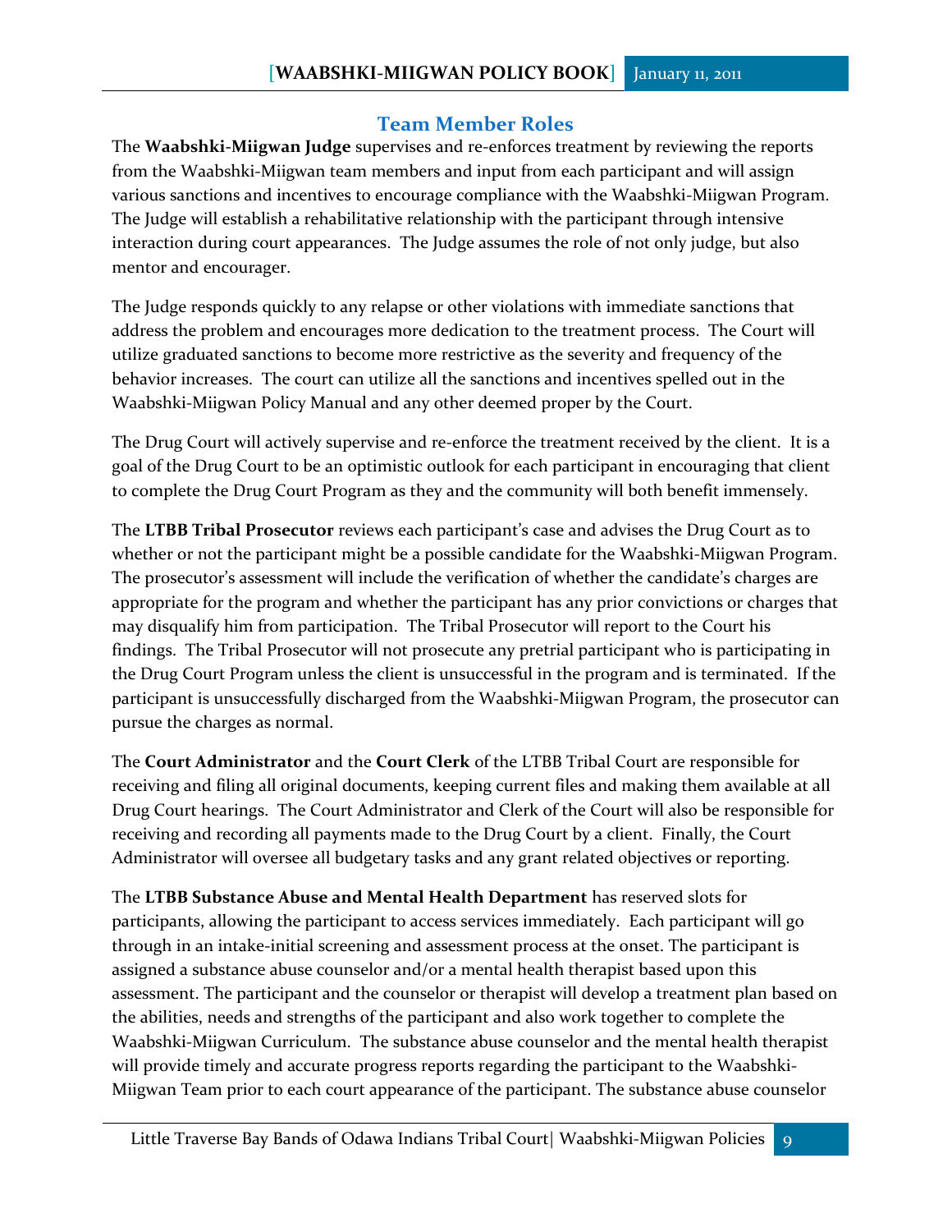## Team Member Roles

The **Waabshki-Miigwan Judge** supervises and re-enforces treatment by reviewing the reports from the Waabshki-Miigwan team members and input from each participant and will assign various sanctions and incentives to encourage compliance with the Waabshki-Miigwan Program. The Judge will establish a rehabilitative relationship with the participant through intensive interaction during court appearances. The Judge assumes the role of not only judge, but also mentor and encourager.

The Judge responds quickly to any relapse or other violations with immediate sanctions that address the problem and encourages more dedication to the treatment process. The Court will utilize graduated sanctions to become more restrictive as the severity and frequency of the behavior increases. The court can utilize all the sanctions and incentives spelled out in the Waabshki-Miigwan Policy Manual and any other deemed proper by the Court.

The Drug Court will actively supervise and re-enforce the treatment received by the client. It is a goal of the Drug Court to be an optimistic outlook for each participant in encouraging that client to complete the Drug Court Program as they and the community will both benefit immensely.

The **LTBB Tribal Prosecutor** reviews each participant's case and advises the Drug Court as to whether or not the participant might be a possible candidate for the Waabshki-Miigwan Program. The prosecutor's assessment will include the verification of whether the candidate's charges are appropriate for the program and whether the participant has any prior convictions or charges that may disqualify him from participation. The Tribal Prosecutor will report to the Court his findings. The Tribal Prosecutor will not prosecute any pretrial participant who is participating in the Drug Court Program unless the client is unsuccessful in the program and is terminated. If the participant is unsuccessfully discharged from the Waabshki-Miigwan Program, the prosecutor can pursue the charges as normal.

The **Court Administrator** and the **Court Clerk** of the LTBB Tribal Court are responsible for receiving and filing all original documents, keeping current files and making them available at all Drug Court hearings. The Court Administrator and Clerk of the Court will also be responsible for receiving and recording all payments made to the Drug Court by a client. Finally, the Court Administrator will oversee all budgetary tasks and any grant related objectives or reporting.

The **LTBB Substance Abuse and Mental Health Department** has reserved slots for participants, allowing the participant to access services immediately. Each participant will go through in an intake-initial screening and assessment process at the onset. The participant is assigned a substance abuse counselor and/or a mental health therapist based upon this assessment. The participant and the counselor or therapist will develop a treatment plan based on the abilities, needs and strengths of the participant and also work together to complete the Waabshki-Miigwan Curriculum. The substance abuse counselor and the mental health therapist will provide timely and accurate progress reports regarding the participant to the Waabshki-Miigwan Team prior to each court appearance of the participant. The substance abuse counselor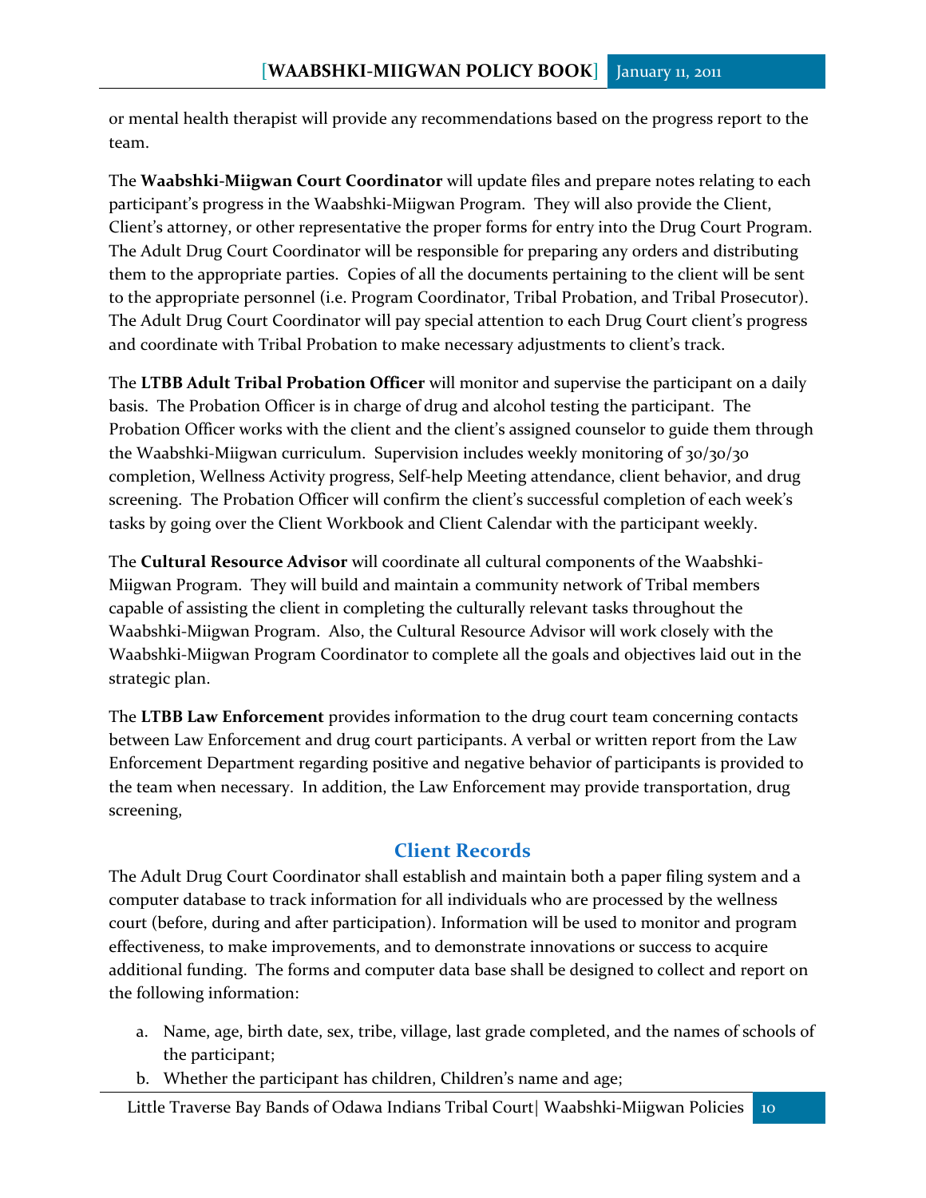or mental health therapist will provide any recommendations based on the progress report to the team.

The **Waabshki-Miigwan Court Coordinator** will update files and prepare notes relating to each participant's progress in the Waabshki-Miigwan Program. They will also provide the Client, Client's attorney, or other representative the proper forms for entry into the Drug Court Program. The Adult Drug Court Coordinator will be responsible for preparing any orders and distributing them to the appropriate parties. Copies of all the documents pertaining to the client will be sent to the appropriate personnel (i.e. Program Coordinator, Tribal Probation, and Tribal Prosecutor). The Adult Drug Court Coordinator will pay special attention to each Drug Court client's progress and coordinate with Tribal Probation to make necessary adjustments to client's track.

The **LTBB Adult Tribal Probation Officer** will monitor and supervise the participant on a daily basis. The Probation Officer is in charge of drug and alcohol testing the participant. The Probation Officer works with the client and the client's assigned counselor to guide them through the Waabshki-Miigwan curriculum. Supervision includes weekly monitoring of 30/30/30 completion, Wellness Activity progress, Self-help Meeting attendance, client behavior, and drug screening. The Probation Officer will confirm the client's successful completion of each week's tasks by going over the Client Workbook and Client Calendar with the participant weekly.

The **Cultural Resource Advisor** will coordinate all cultural components of the Waabshki-Miigwan Program. They will build and maintain a community network of Tribal members capable of assisting the client in completing the culturally relevant tasks throughout the Waabshki-Miigwan Program. Also, the Cultural Resource Advisor will work closely with the Waabshki-Miigwan Program Coordinator to complete all the goals and objectives laid out in the strategic plan.

The **LTBB Law Enforcement** provides information to the drug court team concerning contacts between Law Enforcement and drug court participants. A verbal or written report from the Law Enforcement Department regarding positive and negative behavior of participants is provided to the team when necessary. In addition, the Law Enforcement may provide transportation, drug screening,

## Client Records

The Adult Drug Court Coordinator shall establish and maintain both a paper filing system and a computer database to track information for all individuals who are processed by the wellness court (before, during and after participation). Information will be used to monitor and program effectiveness, to make improvements, and to demonstrate innovations or success to acquire additional funding. The forms and computer data base shall be designed to collect and report on the following information:

a. Name, age, birth date, sex, tribe, village, last grade completed, and the names of schools of the participant;
b. Whether the participant has children, Children's name and age;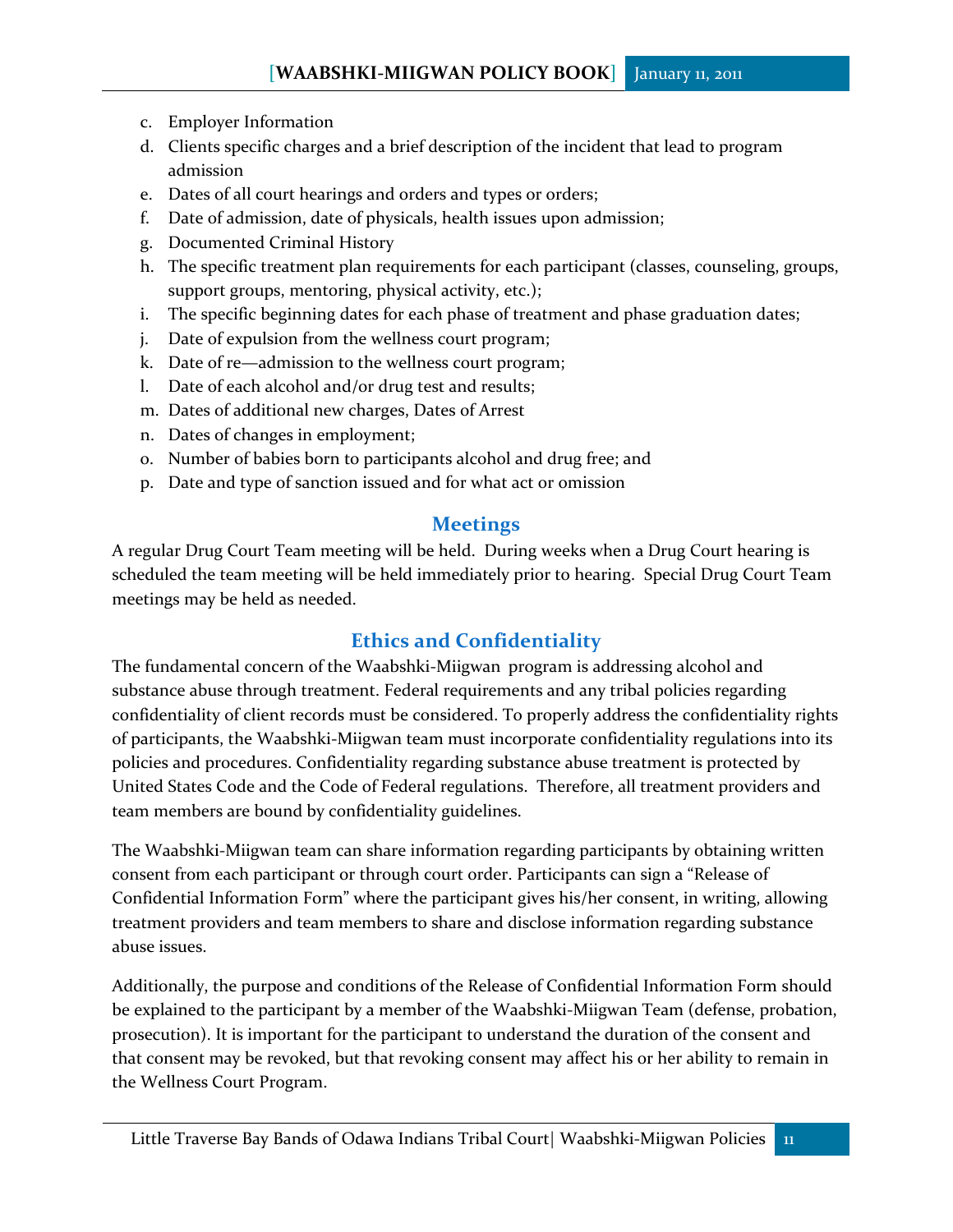c. Employer Information
d. Clients specific charges and a brief description of the incident that lead to program admission
e. Dates of all court hearings and orders and types or orders;
f. Date of admission, date of physicals, health issues upon admission;
g. Documented Criminal History
h. The specific treatment plan requirements for each participant (classes, counseling, groups, support groups, mentoring, physical activity, etc.);
i. The specific beginning dates for each phase of treatment and phase graduation dates;
j. Date of expulsion from the wellness court program;
k. Date of re—admission to the wellness court program;
l. Date of each alcohol and/or drug test and results;
m. Dates of additional new charges, Dates of Arrest
n. Dates of changes in employment;
o. Number of babies born to participants alcohol and drug free; and
p. Date and type of sanction issued and for what act or omission

## Meetings

A regular Drug Court Team meeting will be held. During weeks when a Drug Court hearing is scheduled the team meeting will be held immediately prior to hearing. Special Drug Court Team meetings may be held as needed.

## Ethics and Confidentiality

The fundamental concern of the Waabshki-Miigwan program is addressing alcohol and substance abuse through treatment. Federal requirements and any tribal policies regarding confidentiality of client records must be considered. To properly address the confidentiality rights of participants, the Waabshki-Miigwan team must incorporate confidentiality regulations into its policies and procedures. Confidentiality regarding substance abuse treatment is protected by United States Code and the Code of Federal regulations. Therefore, all treatment providers and team members are bound by confidentiality guidelines.

The Waabshki-Miigwan team can share information regarding participants by obtaining written consent from each participant or through court order. Participants can sign a "Release of Confidential Information Form" where the participant gives his/her consent, in writing, allowing treatment providers and team members to share and disclose information regarding substance abuse issues.

Additionally, the purpose and conditions of the Release of Confidential Information Form should be explained to the participant by a member of the Waabshki-Miigwan Team (defense, probation, prosecution). It is important for the participant to understand the duration of the consent and that consent may be revoked, but that revoking consent may affect his or her ability to remain in the Wellness Court Program.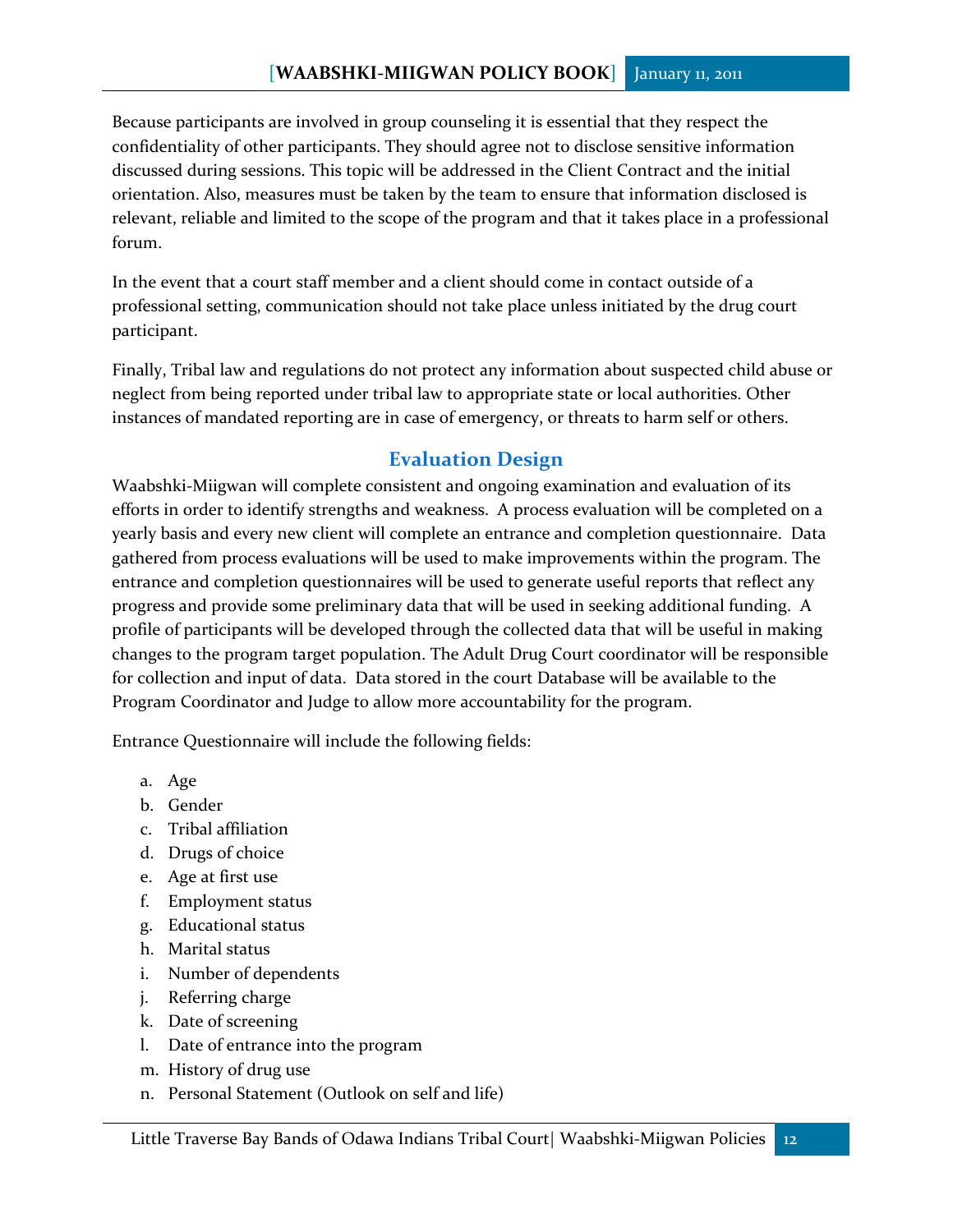Because participants are involved in group counseling it is essential that they respect the confidentiality of other participants. They should agree not to disclose sensitive information discussed during sessions. This topic will be addressed in the Client Contract and the initial orientation. Also, measures must be taken by the team to ensure that information disclosed is relevant, reliable and limited to the scope of the program and that it takes place in a professional forum.

In the event that a court staff member and a client should come in contact outside of a professional setting, communication should not take place unless initiated by the drug court participant.

Finally, Tribal law and regulations do not protect any information about suspected child abuse or neglect from being reported under tribal law to appropriate state or local authorities. Other instances of mandated reporting are in case of emergency, or threats to harm self or others.

## Evaluation Design

Waabshki-Miigwan will complete consistent and ongoing examination and evaluation of its efforts in order to identify strengths and weakness. A process evaluation will be completed on a yearly basis and every new client will complete an entrance and completion questionnaire. Data gathered from process evaluations will be used to make improvements within the program. The entrance and completion questionnaires will be used to generate useful reports that reflect any progress and provide some preliminary data that will be used in seeking additional funding. A profile of participants will be developed through the collected data that will be useful in making changes to the program target population. The Adult Drug Court coordinator will be responsible for collection and input of data. Data stored in the court Database will be available to the Program Coordinator and Judge to allow more accountability for the program.

Entrance Questionnaire will include the following fields:

a. Age
b. Gender
c. Tribal affiliation
d. Drugs of choice
e. Age at first use
f. Employment status
g. Educational status
h. Marital status
i. Number of dependents
j. Referring charge
k. Date of screening
l. Date of entrance into the program
m. History of drug use
n. Personal Statement (Outlook on self and life)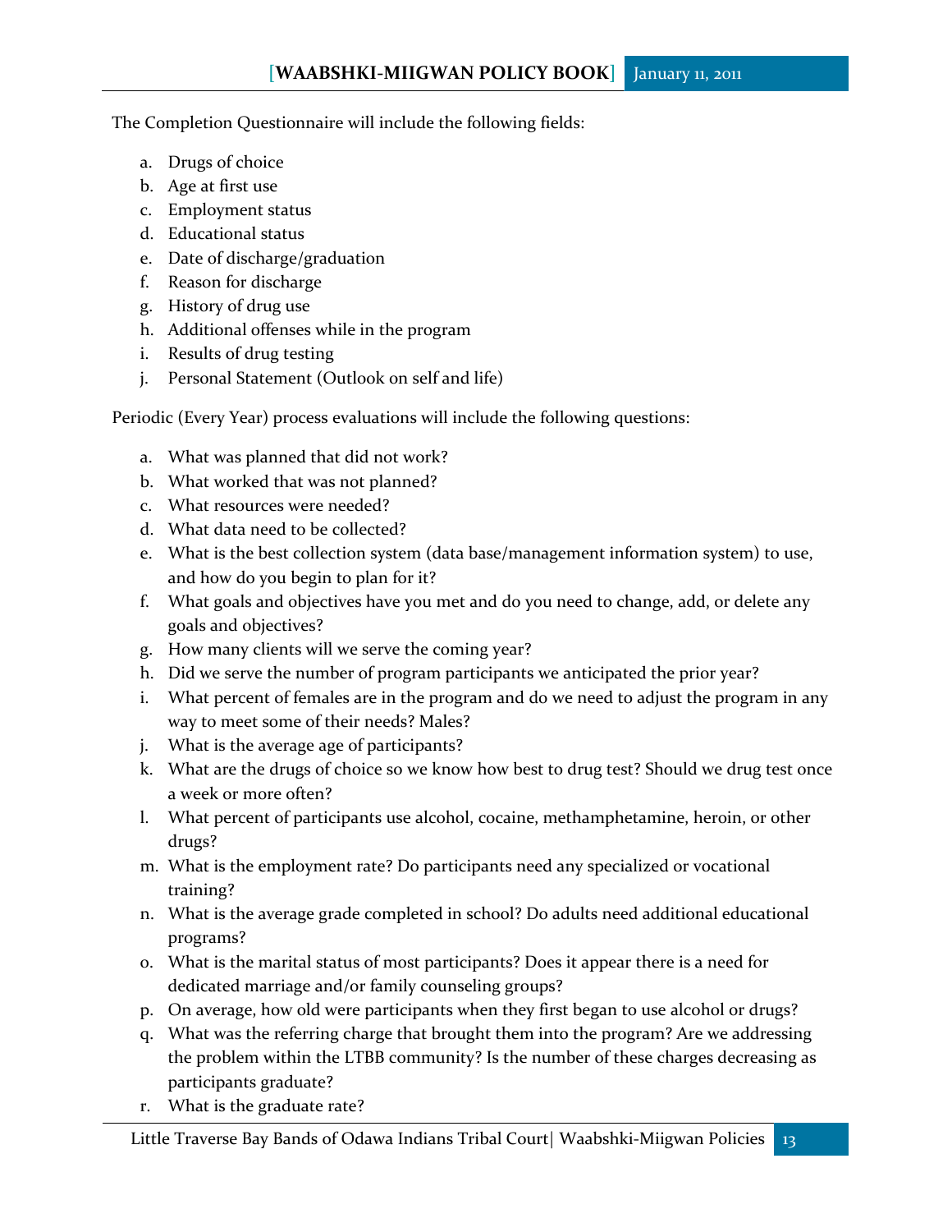The Completion Questionnaire will include the following fields:

a. Drugs of choice
b. Age at first use
c. Employment status
d. Educational status
e. Date of discharge/graduation
f. Reason for discharge
g. History of drug use
h. Additional offenses while in the program
i. Results of drug testing
j. Personal Statement (Outlook on self and life)

Periodic (Every Year) process evaluations will include the following questions:

a. What was planned that did not work?
b. What worked that was not planned?
c. What resources were needed?
d. What data need to be collected?
e. What is the best collection system (data base/management information system) to use, and how do you begin to plan for it?
f. What goals and objectives have you met and do you need to change, add, or delete any goals and objectives?
g. How many clients will we serve the coming year?
h. Did we serve the number of program participants we anticipated the prior year?
i. What percent of females are in the program and do we need to adjust the program in any way to meet some of their needs? Males?
j. What is the average age of participants?
k. What are the drugs of choice so we know how best to drug test? Should we drug test once a week or more often?
l. What percent of participants use alcohol, cocaine, methamphetamine, heroin, or other drugs?
m. What is the employment rate? Do participants need any specialized or vocational training?
n. What is the average grade completed in school? Do adults need additional educational programs?
o. What is the marital status of most participants? Does it appear there is a need for dedicated marriage and/or family counseling groups?
p. On average, how old were participants when they first began to use alcohol or drugs?
q. What was the referring charge that brought them into the program? Are we addressing the problem within the LTBB community? Is the number of these charges decreasing as participants graduate?
r. What is the graduate rate?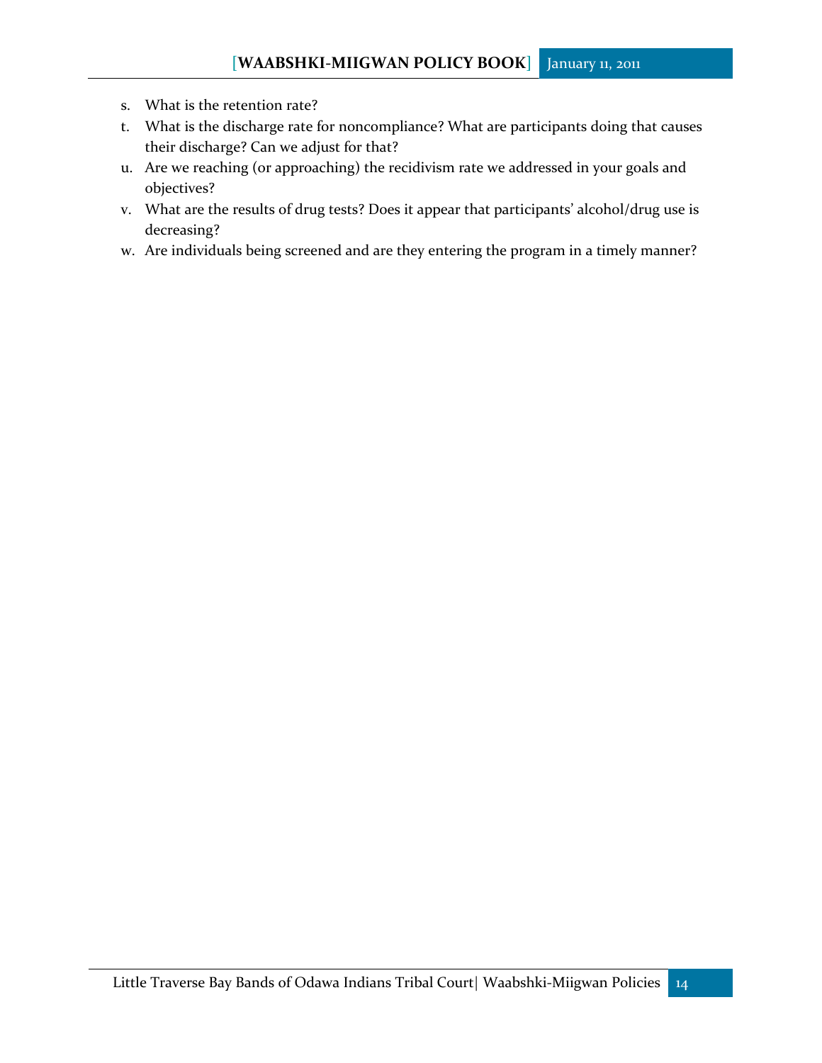s. What is the retention rate?
t. What is the discharge rate for noncompliance? What are participants doing that causes their discharge? Can we adjust for that?
u. Are we reaching (or approaching) the recidivism rate we addressed in your goals and objectives?
v. What are the results of drug tests? Does it appear that participants' alcohol/drug use is decreasing?
w. Are individuals being screened and are they entering the program in a timely manner?